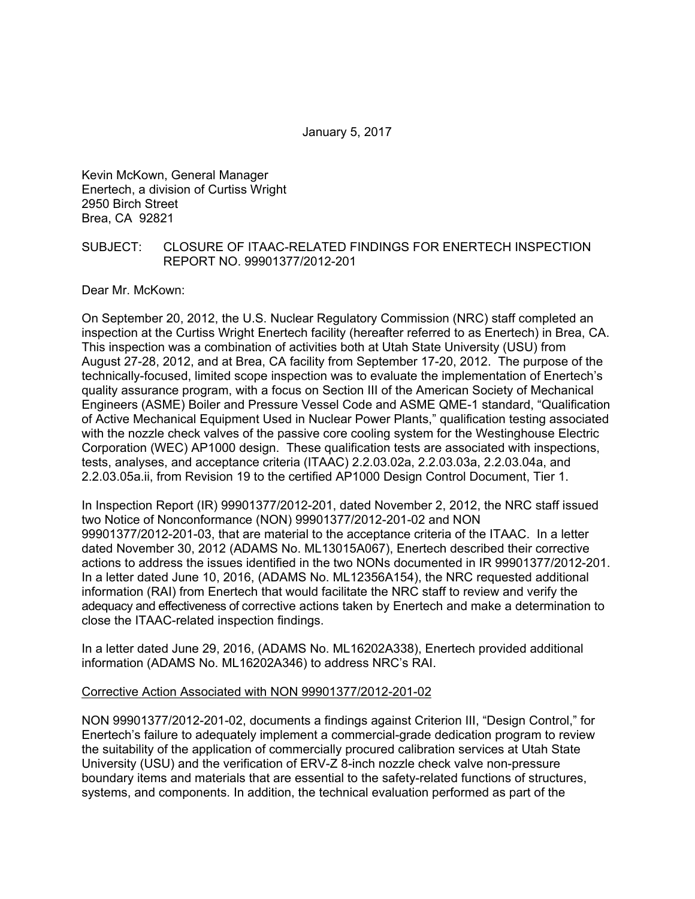January 5, 2017

Kevin McKown, General Manager
Enertech, a division of Curtiss Wright
2950 Birch Street
Brea, CA 92821

SUBJECT: CLOSURE OF ITAAC-RELATED FINDINGS FOR ENERTECH INSPECTION REPORT NO. 99901377/2012-201

Dear Mr. McKown:

On September 20, 2012, the U.S. Nuclear Regulatory Commission (NRC) staff completed an inspection at the Curtiss Wright Enertech facility (hereafter referred to as Enertech) in Brea, CA. This inspection was a combination of activities both at Utah State University (USU) from August 27-28, 2012, and at Brea, CA facility from September 17-20, 2012. The purpose of the technically-focused, limited scope inspection was to evaluate the implementation of Enertech's quality assurance program, with a focus on Section III of the American Society of Mechanical Engineers (ASME) Boiler and Pressure Vessel Code and ASME QME-1 standard, "Qualification of Active Mechanical Equipment Used in Nuclear Power Plants," qualification testing associated with the nozzle check valves of the passive core cooling system for the Westinghouse Electric Corporation (WEC) AP1000 design. These qualification tests are associated with inspections, tests, analyses, and acceptance criteria (ITAAC) 2.2.03.02a, 2.2.03.03a, 2.2.03.04a, and 2.2.03.05a.ii, from Revision 19 to the certified AP1000 Design Control Document, Tier 1.

In Inspection Report (IR) 99901377/2012-201, dated November 2, 2012, the NRC staff issued two Notice of Nonconformance (NON) 99901377/2012-201-02 and NON 99901377/2012-201-03, that are material to the acceptance criteria of the ITAAC. In a letter dated November 30, 2012 (ADAMS No. ML13015A067), Enertech described their corrective actions to address the issues identified in the two NONs documented in IR 99901377/2012-201. In a letter dated June 10, 2016, (ADAMS No. ML12356A154), the NRC requested additional information (RAI) from Enertech that would facilitate the NRC staff to review and verify the adequacy and effectiveness of corrective actions taken by Enertech and make a determination to close the ITAAC-related inspection findings.

In a letter dated June 29, 2016, (ADAMS No. ML16202A338), Enertech provided additional information (ADAMS No. ML16202A346) to address NRC's RAI.

Corrective Action Associated with NON 99901377/2012-201-02

NON 99901377/2012-201-02, documents a findings against Criterion III, "Design Control," for Enertech's failure to adequately implement a commercial-grade dedication program to review the suitability of the application of commercially procured calibration services at Utah State University (USU) and the verification of ERV-Z 8-inch nozzle check valve non-pressure boundary items and materials that are essential to the safety-related functions of structures, systems, and components. In addition, the technical evaluation performed as part of the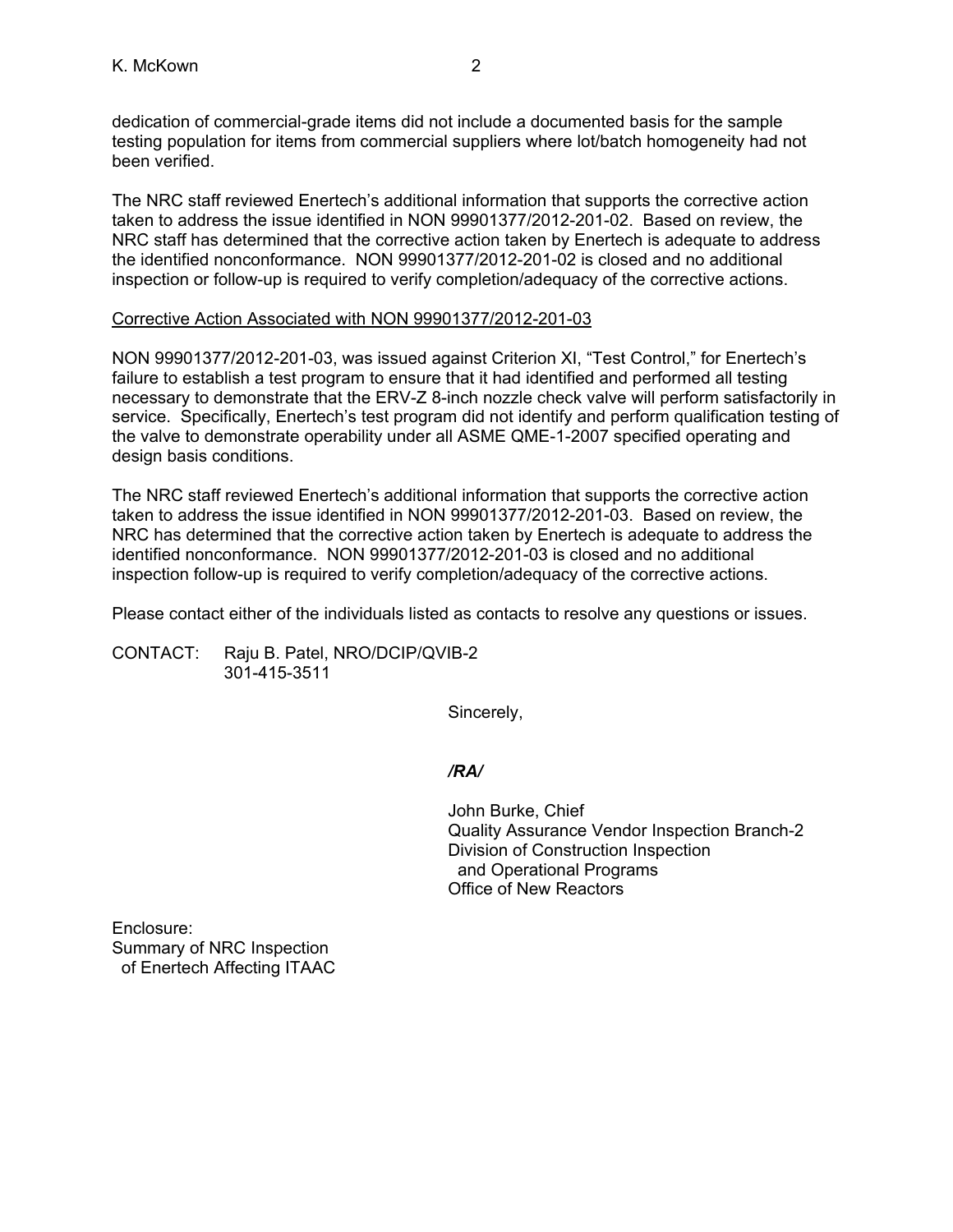dedication of commercial-grade items did not include a documented basis for the sample testing population for items from commercial suppliers where lot/batch homogeneity had not been verified.

The NRC staff reviewed Enertech's additional information that supports the corrective action taken to address the issue identified in NON 99901377/2012-201-02. Based on review, the NRC staff has determined that the corrective action taken by Enertech is adequate to address the identified nonconformance. NON 99901377/2012-201-02 is closed and no additional inspection or follow-up is required to verify completion/adequacy of the corrective actions.

Corrective Action Associated with NON 99901377/2012-201-03

NON 99901377/2012-201-03, was issued against Criterion XI, "Test Control," for Enertech's failure to establish a test program to ensure that it had identified and performed all testing necessary to demonstrate that the ERV-Z 8-inch nozzle check valve will perform satisfactorily in service. Specifically, Enertech's test program did not identify and perform qualification testing of the valve to demonstrate operability under all ASME QME-1-2007 specified operating and design basis conditions.

The NRC staff reviewed Enertech's additional information that supports the corrective action taken to address the issue identified in NON 99901377/2012-201-03. Based on review, the NRC has determined that the corrective action taken by Enertech is adequate to address the identified nonconformance. NON 99901377/2012-201-03 is closed and no additional inspection follow-up is required to verify completion/adequacy of the corrective actions.

Please contact either of the individuals listed as contacts to resolve any questions or issues.

CONTACT: Raju B. Patel, NRO/DCIP/QVIB-2
301-415-3511

Sincerely,

*/RA/*

John Burke, Chief
Quality Assurance Vendor Inspection Branch-2
Division of Construction Inspection
and Operational Programs
Office of New Reactors

Enclosure:
Summary of NRC Inspection
of Enertech Affecting ITAAC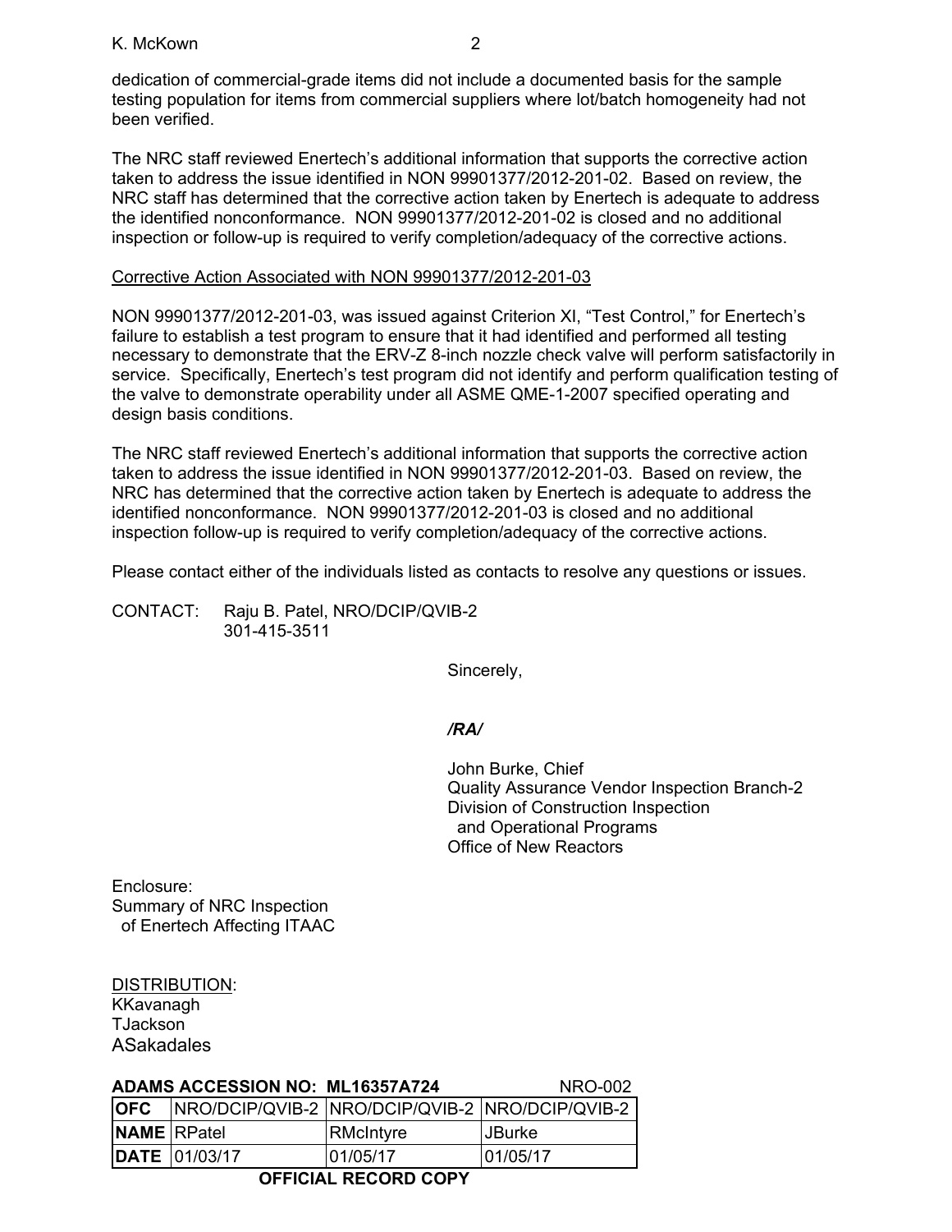dedication of commercial-grade items did not include a documented basis for the sample testing population for items from commercial suppliers where lot/batch homogeneity had not been verified.

The NRC staff reviewed Enertech's additional information that supports the corrective action taken to address the issue identified in NON 99901377/2012-201-02. Based on review, the NRC staff has determined that the corrective action taken by Enertech is adequate to address the identified nonconformance. NON 99901377/2012-201-02 is closed and no additional inspection or follow-up is required to verify completion/adequacy of the corrective actions.

Corrective Action Associated with NON 99901377/2012-201-03

NON 99901377/2012-201-03, was issued against Criterion XI, "Test Control," for Enertech's failure to establish a test program to ensure that it had identified and performed all testing necessary to demonstrate that the ERV-Z 8-inch nozzle check valve will perform satisfactorily in service. Specifically, Enertech's test program did not identify and perform qualification testing of the valve to demonstrate operability under all ASME QME-1-2007 specified operating and design basis conditions.

The NRC staff reviewed Enertech's additional information that supports the corrective action taken to address the issue identified in NON 99901377/2012-201-03. Based on review, the NRC has determined that the corrective action taken by Enertech is adequate to address the identified nonconformance. NON 99901377/2012-201-03 is closed and no additional inspection follow-up is required to verify completion/adequacy of the corrective actions.

Please contact either of the individuals listed as contacts to resolve any questions or issues.

CONTACT: Raju B. Patel, NRO/DCIP/QVIB-2
301-415-3511

Sincerely,

*/RA/*

John Burke, Chief
Quality Assurance Vendor Inspection Branch-2
Division of Construction Inspection
and Operational Programs
Office of New Reactors

Enclosure:
Summary of NRC Inspection
of Enertech Affecting ITAAC

DISTRIBUTION:
KKavanagh
TJackson
ASakadales

**ADAMS ACCESSION NO: ML16357A724** NRO-002

| **OFC** | NRO/DCIP/QVIB-2 | NRO/DCIP/QVIB-2 | NRO/DCIP/QVIB-2 |
|---|---|---|---|
| **NAME** | RPatel | RMcIntyre | JBurke |
| **DATE** | 01/03/17 | 01/05/17 | 01/05/17 |

**OFFICIAL RECORD COPY**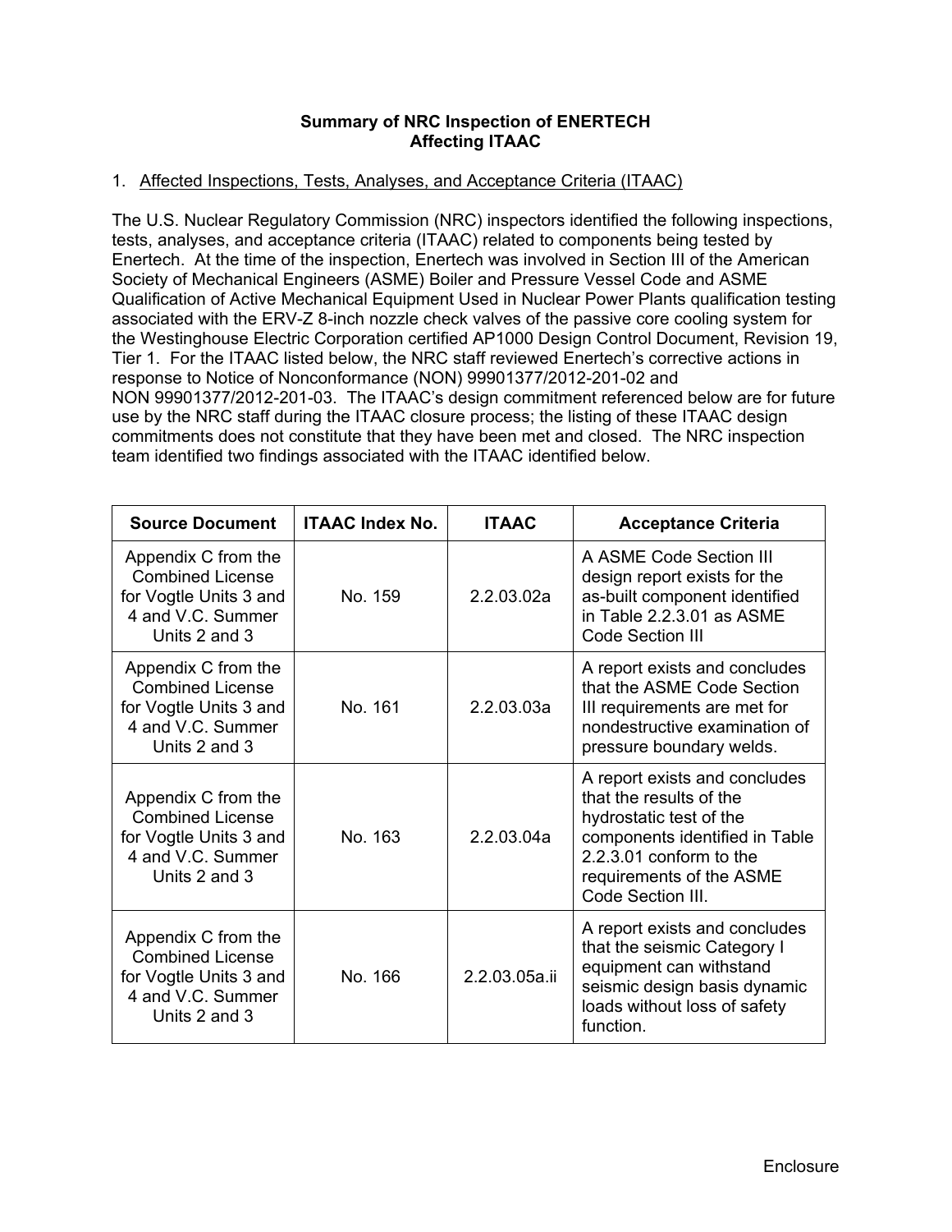**Summary of NRC Inspection of ENERTECH**
**Affecting ITAAC**

1. Affected Inspections, Tests, Analyses, and Acceptance Criteria (ITAAC)

The U.S. Nuclear Regulatory Commission (NRC) inspectors identified the following inspections, tests, analyses, and acceptance criteria (ITAAC) related to components being tested by Enertech. At the time of the inspection, Enertech was involved in Section III of the American Society of Mechanical Engineers (ASME) Boiler and Pressure Vessel Code and ASME Qualification of Active Mechanical Equipment Used in Nuclear Power Plants qualification testing associated with the ERV-Z 8-inch nozzle check valves of the passive core cooling system for the Westinghouse Electric Corporation certified AP1000 Design Control Document, Revision 19, Tier 1. For the ITAAC listed below, the NRC staff reviewed Enertech's corrective actions in response to Notice of Nonconformance (NON) 99901377/2012-201-02 and NON 99901377/2012-201-03. The ITAAC's design commitment referenced below are for future use by the NRC staff during the ITAAC closure process; the listing of these ITAAC design commitments does not constitute that they have been met and closed. The NRC inspection team identified two findings associated with the ITAAC identified below.

| Source Document | ITAAC Index No. | ITAAC | Acceptance Criteria |
|---|---|---|---|
| Appendix C from the Combined License for Vogtle Units 3 and 4 and V.C. Summer Units 2 and 3 | No. 159 | 2.2.03.02a | A ASME Code Section III design report exists for the as-built component identified in Table 2.2.3.01 as ASME Code Section III |
| Appendix C from the Combined License for Vogtle Units 3 and 4 and V.C. Summer Units 2 and 3 | No. 161 | 2.2.03.03a | A report exists and concludes that the ASME Code Section III requirements are met for nondestructive examination of pressure boundary welds. |
| Appendix C from the Combined License for Vogtle Units 3 and 4 and V.C. Summer Units 2 and 3 | No. 163 | 2.2.03.04a | A report exists and concludes that the results of the hydrostatic test of the components identified in Table 2.2.3.01 conform to the requirements of the ASME Code Section III. |
| Appendix C from the Combined License for Vogtle Units 3 and 4 and V.C. Summer Units 2 and 3 | No. 166 | 2.2.03.05a.ii | A report exists and concludes that the seismic Category I equipment can withstand seismic design basis dynamic loads without loss of safety function. |

Enclosure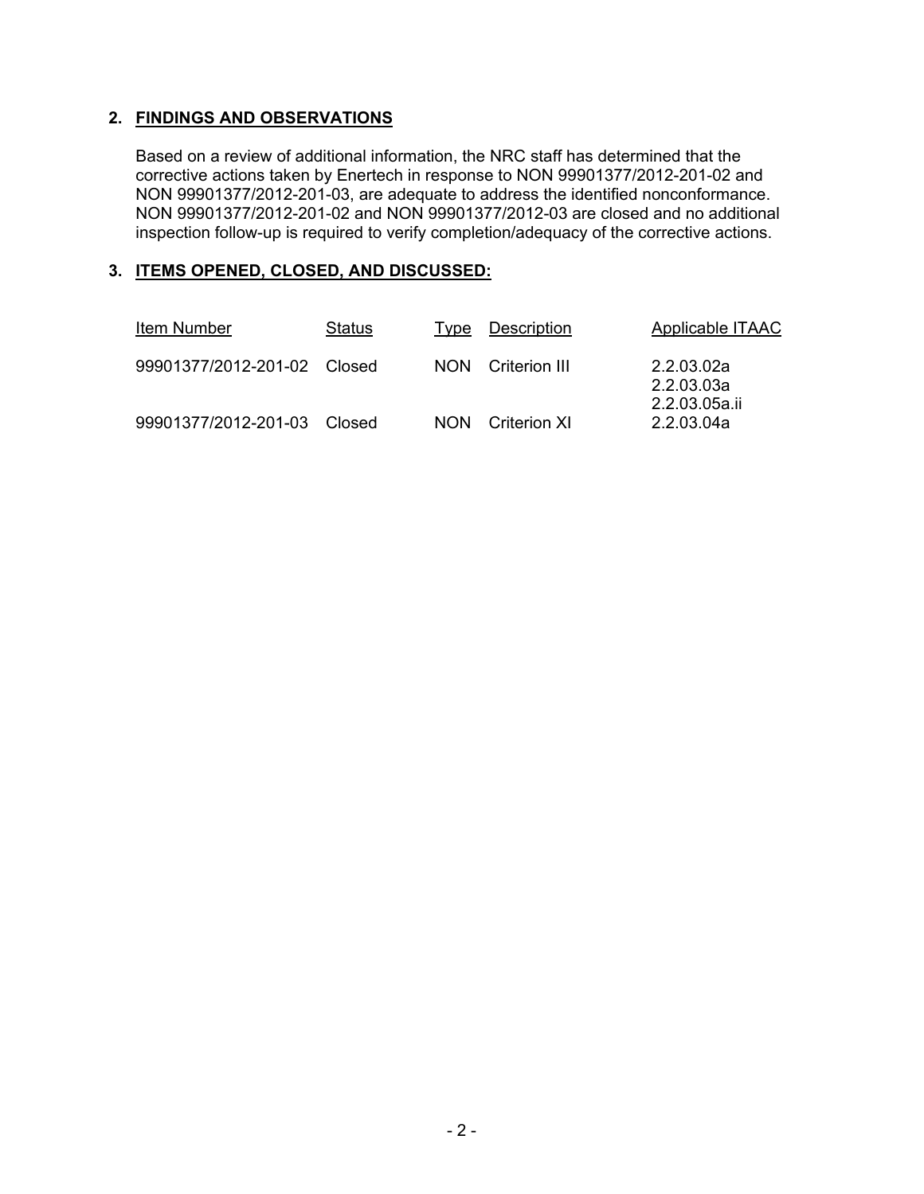## 2. FINDINGS AND OBSERVATIONS

Based on a review of additional information, the NRC staff has determined that the corrective actions taken by Enertech in response to NON 99901377/2012-201-02 and NON 99901377/2012-201-03, are adequate to address the identified nonconformance. NON 99901377/2012-201-02 and NON 99901377/2012-03 are closed and no additional inspection follow-up is required to verify completion/adequacy of the corrective actions.

## 3. ITEMS OPENED, CLOSED, AND DISCUSSED:

| Item Number | Status | Type | Description | Applicable ITAAC |
|---|---|---|---|---|
| 99901377/2012-201-02 | Closed | NON | Criterion III | 2.2.03.02a<br>2.2.03.03a<br>2.2.03.05a.ii |
| 99901377/2012-201-03 | Closed | NON | Criterion XI | 2.2.03.04a |